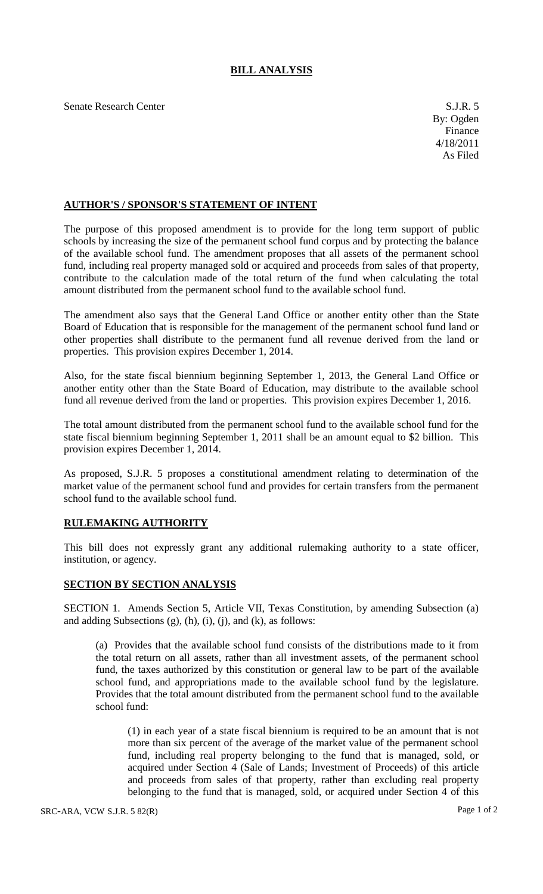# BILL ANALYSIS

Senate Research Center

S.J.R. 5
By: Ogden
Finance
4/18/2011
As Filed

## AUTHOR'S / SPONSOR'S STATEMENT OF INTENT

The purpose of this proposed amendment is to provide for the long term support of public schools by increasing the size of the permanent school fund corpus and by protecting the balance of the available school fund. The amendment proposes that all assets of the permanent school fund, including real property managed sold or acquired and proceeds from sales of that property, contribute to the calculation made of the total return of the fund when calculating the total amount distributed from the permanent school fund to the available school fund.

The amendment also says that the General Land Office or another entity other than the State Board of Education that is responsible for the management of the permanent school fund land or other properties shall distribute to the permanent fund all revenue derived from the land or properties. This provision expires December 1, 2014.

Also, for the state fiscal biennium beginning September 1, 2013, the General Land Office or another entity other than the State Board of Education, may distribute to the available school fund all revenue derived from the land or properties. This provision expires December 1, 2016.

The total amount distributed from the permanent school fund to the available school fund for the state fiscal biennium beginning September 1, 2011 shall be an amount equal to $2 billion. This provision expires December 1, 2014.

As proposed, S.J.R. 5 proposes a constitutional amendment relating to determination of the market value of the permanent school fund and provides for certain transfers from the permanent school fund to the available school fund.

## RULEMAKING AUTHORITY

This bill does not expressly grant any additional rulemaking authority to a state officer, institution, or agency.

## SECTION BY SECTION ANALYSIS

SECTION 1. Amends Section 5, Article VII, Texas Constitution, by amending Subsection (a) and adding Subsections (g), (h), (i), (j), and (k), as follows:

(a) Provides that the available school fund consists of the distributions made to it from the total return on all assets, rather than all investment assets, of the permanent school fund, the taxes authorized by this constitution or general law to be part of the available school fund, and appropriations made to the available school fund by the legislature. Provides that the total amount distributed from the permanent school fund to the available school fund:

(1) in each year of a state fiscal biennium is required to be an amount that is not more than six percent of the average of the market value of the permanent school fund, including real property belonging to the fund that is managed, sold, or acquired under Section 4 (Sale of Lands; Investment of Proceeds) of this article and proceeds from sales of that property, rather than excluding real property belonging to the fund that is managed, sold, or acquired under Section 4 of this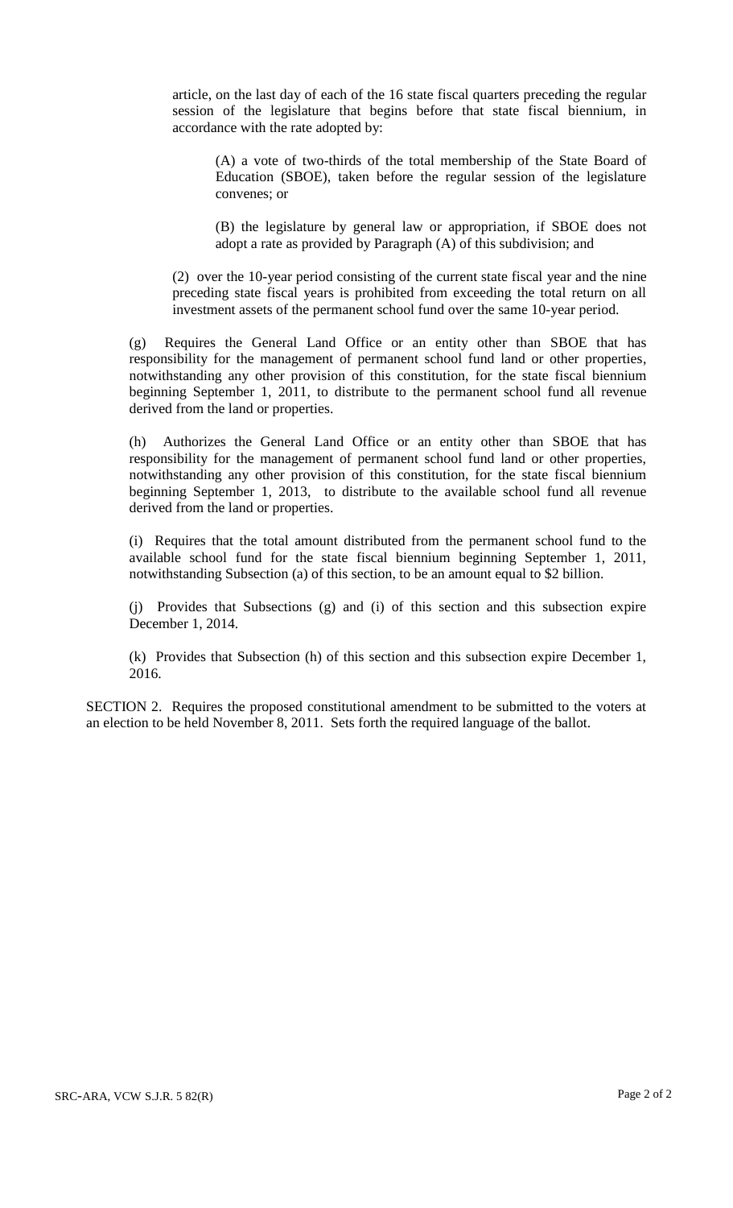article, on the last day of each of the 16 state fiscal quarters preceding the regular session of the legislature that begins before that state fiscal biennium, in accordance with the rate adopted by:

(A) a vote of two-thirds of the total membership of the State Board of Education (SBOE), taken before the regular session of the legislature convenes; or

(B) the legislature by general law or appropriation, if SBOE does not adopt a rate as provided by Paragraph (A) of this subdivision; and

(2) over the 10-year period consisting of the current state fiscal year and the nine preceding state fiscal years is prohibited from exceeding the total return on all investment assets of the permanent school fund over the same 10-year period.

(g) Requires the General Land Office or an entity other than SBOE that has responsibility for the management of permanent school fund land or other properties, notwithstanding any other provision of this constitution, for the state fiscal biennium beginning September 1, 2011, to distribute to the permanent school fund all revenue derived from the land or properties.

(h) Authorizes the General Land Office or an entity other than SBOE that has responsibility for the management of permanent school fund land or other properties, notwithstanding any other provision of this constitution, for the state fiscal biennium beginning September 1, 2013, to distribute to the available school fund all revenue derived from the land or properties.

(i) Requires that the total amount distributed from the permanent school fund to the available school fund for the state fiscal biennium beginning September 1, 2011, notwithstanding Subsection (a) of this section, to be an amount equal to $2 billion.

(j) Provides that Subsections (g) and (i) of this section and this subsection expire December 1, 2014.

(k) Provides that Subsection (h) of this section and this subsection expire December 1, 2016.

SECTION 2. Requires the proposed constitutional amendment to be submitted to the voters at an election to be held November 8, 2011. Sets forth the required language of the ballot.

SRC-ARA, VCW S.J.R. 5 82(R)